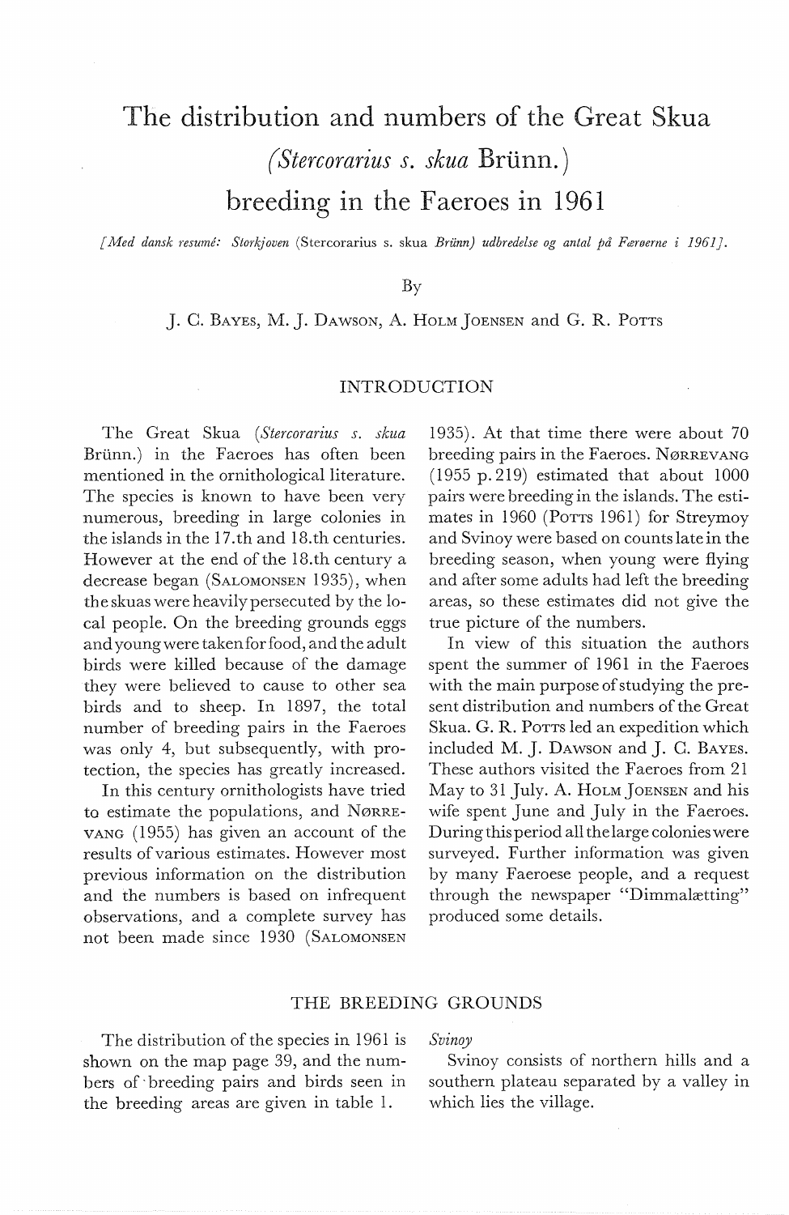# The distribution and numbers of the Great Skua (*Stercorarius s. skua* Brünn.) breeding in the Faeroes in 1961

*[Med dansk resumé: Storkjoven* (Stercorarius s. skua *Brünn) udbredelse og antal på Færøerne i 1961].*

By

J. C. Bayes, M. J. Dawson, A. Holm Joensen and G. R. Potts

## INTRODUCTION

The Great Skua (*Stercorarius s. skua* Brünn.) in the Faeroes has often been mentioned in the ornithological literature. The species is known to have been very numerous, breeding in large colonies in the islands in the 17.th and 18.th centuries. However at the end of the 18.th century a decrease began (Salomonsen 1935), when the skuas were heavily persecuted by the local people. On the breeding grounds eggs and young were taken for food, and the adult birds were killed because of the damage they were believed to cause to other sea birds and to sheep. In 1897, the total number of breeding pairs in the Faeroes was only 4, but subsequently, with protection, the species has greatly increased.

In this century ornithologists have tried to estimate the populations, and Nørrevang (1955) has given an account of the results of various estimates. However most previous information on the distribution and the numbers is based on infrequent observations, and a complete survey has not been made since 1930 (Salomonsen 1935). At that time there were about 70 breeding pairs in the Faeroes. Nørrevang (1955 p. 219) estimated that about 1000 pairs were breeding in the islands. The estimates in 1960 (Potts 1961) for Streymoy and Svinoy were based on counts late in the breeding season, when young were flying and after some adults had left the breeding areas, so these estimates did not give the true picture of the numbers.

In view of this situation the authors spent the summer of 1961 in the Faeroes with the main purpose of studying the present distribution and numbers of the Great Skua. G. R. Potts led an expedition which included M. J. Dawson and J. C. Bayes. These authors visited the Faeroes from 21 May to 31 July. A. Holm Joensen and his wife spent June and July in the Faeroes. During this period all the large colonies were surveyed. Further information was given by many Faeroese people, and a request through the newspaper "Dimmalætting" produced some details.

## THE BREEDING GROUNDS

The distribution of the species in 1961 is shown on the map page 39, and the numbers of breeding pairs and birds seen in the breeding areas are given in table 1.

### *Svinoy*

Svinoy consists of northern hills and a southern plateau separated by a valley in which lies the village.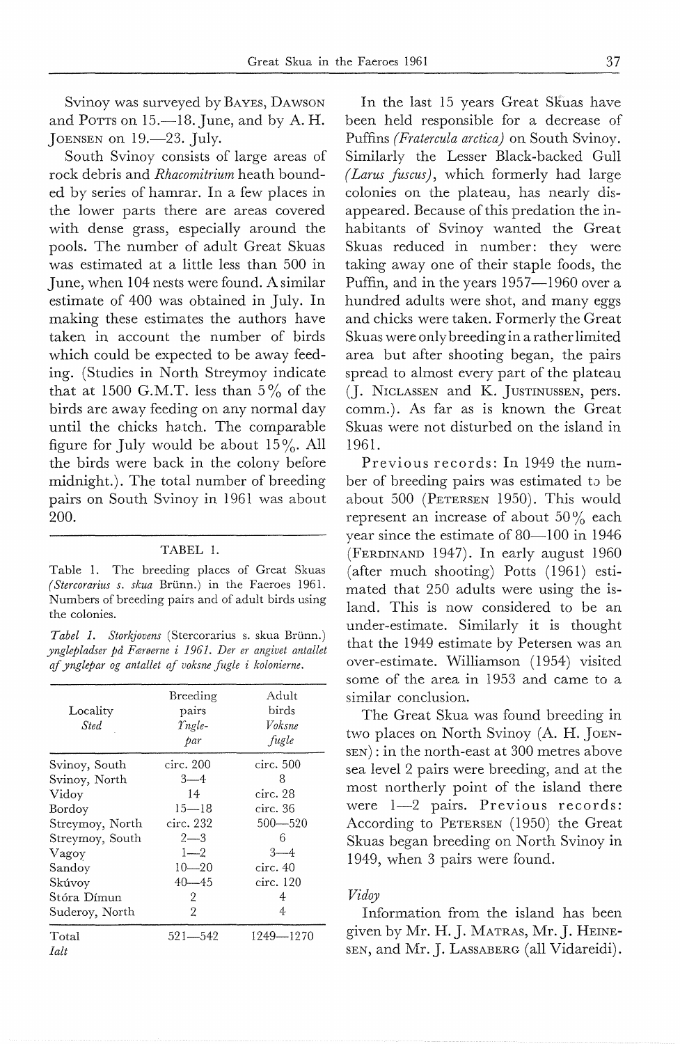Svinoy was surveyed by BAYES, DAWSON and POTTS on 15.—18. June, and by A. H. JOENSEN on 19.—23. July.

South Svinoy consists of large areas of rock debris and *Rhacomitrium* heath bounded by series of hamrar. In a few places in the lower parts there are areas covered with dense grass, especially around the pools. The number of adult Great Skuas was estimated at a little less than 500 in June, when 104 nests were found. A similar estimate of 400 was obtained in July. In making these estimates the authors have taken in account the number of birds which could be expected to be away feeding. (Studies in North Streymoy indicate that at 1500 G.M.T. less than 5% of the birds are away feeding on any normal day until the chicks hatch. The comparable figure for July would be about 15%. All the birds were back in the colony before midnight.). The total number of breeding pairs on South Svinoy in 1961 was about 200.

TABEL 1.

Table 1. The breeding places of Great Skuas (*Stercorarius s. skua* Brünn.) in the Faeroes 1961. Numbers of breeding pairs and of adult birds using the colonies.

*Tabel 1. Storkjovens* (Stercorarius s. skua Brünn.) *ynglepladser på Færøerne i 1961. Der er angivet antallet af ynglepar og antallet af voksne fugle i kolonierne.*

| Locality *Sted* | Breeding pairs *Yngle-par* | Adult birds *Voksne fugle* |
|---|---|---|
| Svinoy, South | circ. 200 | circ. 500 |
| Svinoy, North | 3—4 | 8 |
| Vidoy | 14 | circ. 28 |
| Bordoy | 15—18 | circ. 36 |
| Streymoy, North | circ. 232 | 500—520 |
| Streymoy, South | 2—3 | 6 |
| Vagoy | 1—2 | 3—4 |
| Sandoy | 10—20 | circ. 40 |
| Skúvoy | 40—45 | circ. 120 |
| Stóra Dímun | 2 | 4 |
| Suderoy, North | 2 | 4 |
| Total *Ialt* | 521—542 | 1249—1270 |

In the last 15 years Great Skuas have been held responsible for a decrease of Puffins (*Fratercula arctica*) on South Svinoy. Similarly the Lesser Black-backed Gull (*Larus fuscus*), which formerly had large colonies on the plateau, has nearly disappeared. Because of this predation the inhabitants of Svinoy wanted the Great Skuas reduced in number: they were taking away one of their staple foods, the Puffin, and in the years 1957—1960 over a hundred adults were shot, and many eggs and chicks were taken. Formerly the Great Skuas were only breeding in a rather limited area but after shooting began, the pairs spread to almost every part of the plateau (J. NICLASSEN and K. JUSTINUSSEN, pers. comm.). As far as is known the Great Skuas were not disturbed on the island in 1961.

Previous records: In 1949 the number of breeding pairs was estimated to be about 500 (PETERSEN 1950). This would represent an increase of about 50% each year since the estimate of 80—100 in 1946 (FERDINAND 1947). In early august 1960 (after much shooting) Potts (1961) estimated that 250 adults were using the island. This is now considered to be an under-estimate. Similarly it is thought that the 1949 estimate by Petersen was an over-estimate. Williamson (1954) visited some of the area in 1953 and came to a similar conclusion.

The Great Skua was found breeding in two places on North Svinoy (A. H. JOENSEN): in the north-east at 300 metres above sea level 2 pairs were breeding, and at the most northerly point of the island there were 1—2 pairs. Previous records: According to PETERSEN (1950) the Great Skuas began breeding on North Svinoy in 1949, when 3 pairs were found.

### *Vidoy*

Information from the island has been given by Mr. H. J. MATRAS, Mr. J. HEINESEN, and Mr. J. LASSABERG (all Vidareidi).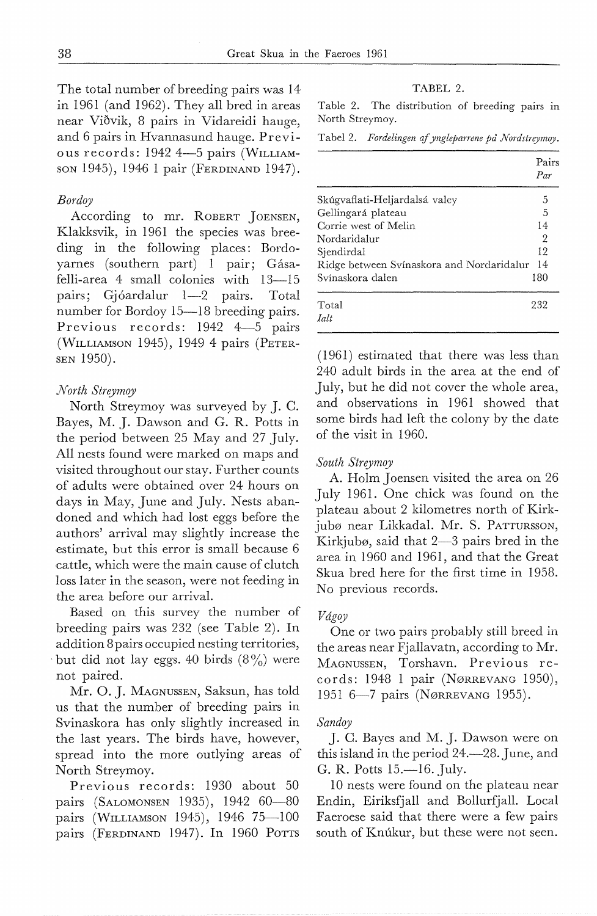The total number of breeding pairs was 14 in 1961 (and 1962). They all bred in areas near Viðvik, 8 pairs in Vidareidi hauge, and 6 pairs in Hvannasund hauge. Previous records: 1942 4—5 pairs (WILLIAMSON 1945), 1946 1 pair (FERDINAND 1947).

*Bordoy*

According to mr. ROBERT JOENSEN, Klakksvik, in 1961 the species was breeding in the following places: Bordoyarnes (southern part) 1 pair; Gásafelli-area 4 small colonies with 13—15 pairs; Gjóardalur 1—2 pairs. Total number for Bordoy 15—18 breeding pairs. Previous records: 1942 4—5 pairs (WILLIAMSON 1945), 1949 4 pairs (PETERSEN 1950).

*North Streymoy*

North Streymoy was surveyed by J. C. Bayes, M. J. Dawson and G. R. Potts in the period between 25 May and 27 July. All nests found were marked on maps and visited throughout our stay. Further counts of adults were obtained over 24 hours on days in May, June and July. Nests abandoned and which had lost eggs before the authors' arrival may slightly increase the estimate, but this error is small because 6 cattle, which were the main cause of clutch loss later in the season, were not feeding in the area before our arrival.

Based on this survey the number of breeding pairs was 232 (see Table 2). In addition 8 pairs occupied nesting territories, but did not lay eggs. 40 birds (8%) were not paired.

Mr. O. J. MAGNUSSEN, Saksun, has told us that the number of breeding pairs in Svinaskora has only slightly increased in the last years. The birds have, however, spread into the more outlying areas of North Streymoy.

Previous records: 1930 about 50 pairs (SALOMONSEN 1935), 1942 60—80 pairs (WILLIAMSON 1945), 1946 75—100 pairs (FERDINAND 1947). In 1960 POTTS (1961) estimated that there was less than 240 adult birds in the area at the end of July, but he did not cover the whole area, and observations in 1961 showed that some birds had left the colony by the date of the visit in 1960.

TABEL 2.

Table 2. The distribution of breeding pairs in North Streymoy.

Tabel 2. *Fordelingen af yngleparrene på Nordstreymoy.*

| | Pairs *Par* |
|---|---|
| Skúgvaflati-Heljardalsá valey | 5 |
| Gellingará plateau | 5 |
| Corrie west of Melin | 14 |
| Nordaridalur | 2 |
| Sjendirdal | 12 |
| Ridge between Svínaskora and Nordaridalur | 14 |
| Svínaskora dalen | 180 |
| Total *Ialt* | 232 |

*South Streymoy*

A. Holm Joensen visited the area on 26 July 1961. One chick was found on the plateau about 2 kilometres north of Kirkjubø near Likkadal. Mr. S. PATTURSSON, Kirkjubø, said that 2—3 pairs bred in the area in 1960 and 1961, and that the Great Skua bred here for the first time in 1958. No previous records.

*Vágoy*

One or two pairs probably still breed in the areas near Fjallavatn, according to Mr. MAGNUSSEN, Torshavn. Previous records: 1948 1 pair (NØRREVANG 1950), 1951 6—7 pairs (NØRREVANG 1955).

*Sandoy*

J. C. Bayes and M. J. Dawson were on this island in the period 24.—28. June, and G. R. Potts 15.—16. July.

10 nests were found on the plateau near Endin, Eiriksfjall and Bollurfjall. Local Faeroese said that there were a few pairs south of Knúkur, but these were not seen.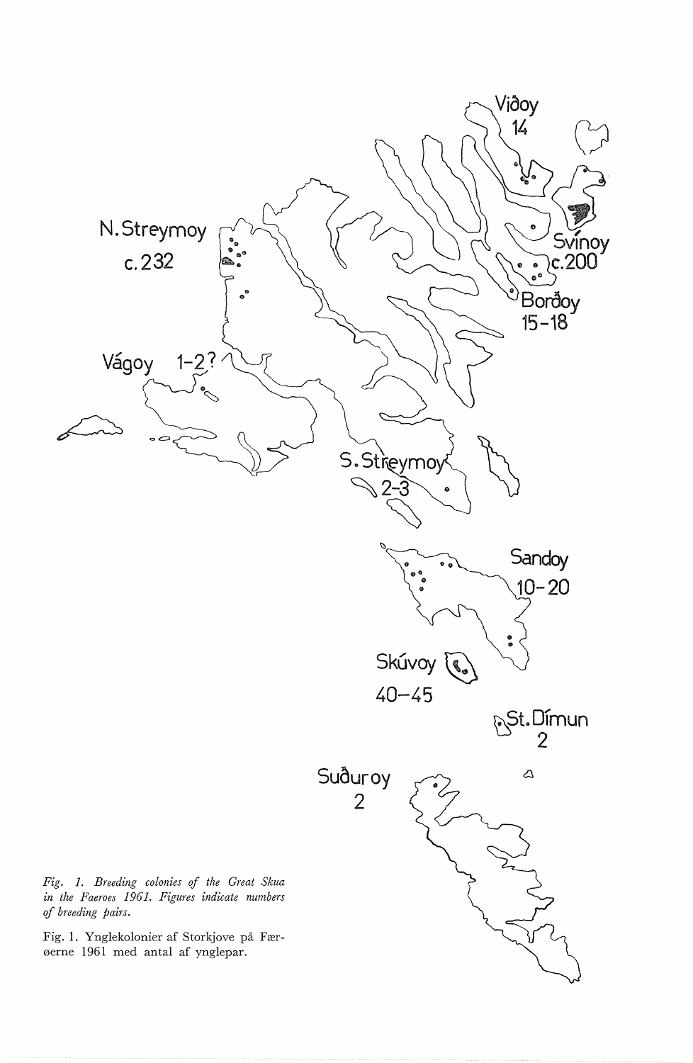*Fig. 1. Breeding colonies of the Great Skua in the Faeroes 1961. Figures indicate numbers of breeding pairs.*

Fig. 1. Ynglekolonier af Storkjove på Færøerne 1961 med antal af ynglepar.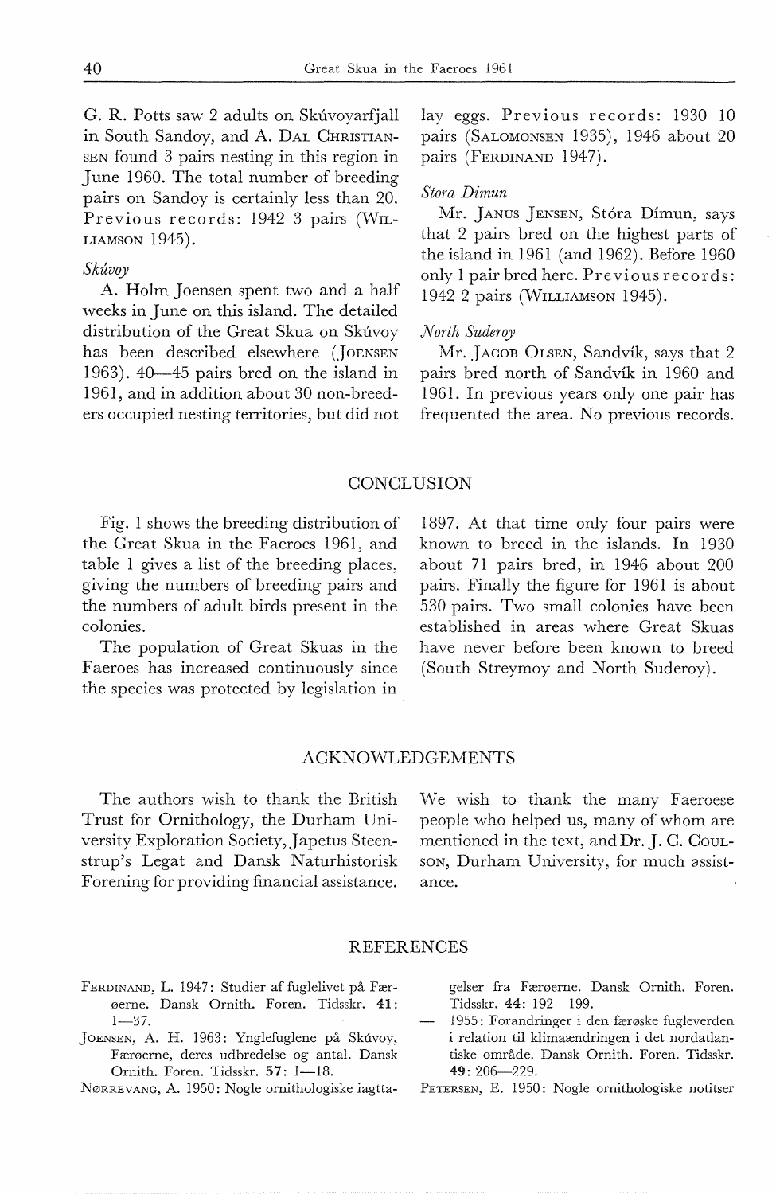G. R. Potts saw 2 adults on Skúvoyarfjall in South Sandoy, and A. Dal Christiansen found 3 pairs nesting in this region in June 1960. The total number of breeding pairs on Sandoy is certainly less than 20. Previous records: 1942 3 pairs (Williamson 1945).

### *Skúvoy*

A. Holm Joensen spent two and a half weeks in June on this island. The detailed distribution of the Great Skua on Skúvoy has been described elsewhere (Joensen 1963). 40—45 pairs bred on the island in 1961, and in addition about 30 non-breeders occupied nesting territories, but did not lay eggs. Previous records: 1930 10 pairs (Salomonsen 1935), 1946 about 20 pairs (Ferdinand 1947).

### *Stora Dimun*

Mr. Janus Jensen, Stóra Dímun, says that 2 pairs bred on the highest parts of the island in 1961 (and 1962). Before 1960 only 1 pair bred here. Previous records: 1942 2 pairs (Williamson 1945).

### *North Suderoy*

Mr. Jacob Olsen, Sandvík, says that 2 pairs bred north of Sandvík in 1960 and 1961. In previous years only one pair has frequented the area. No previous records.

## CONCLUSION

Fig. 1 shows the breeding distribution of the Great Skua in the Faeroes 1961, and table 1 gives a list of the breeding places, giving the numbers of breeding pairs and the numbers of adult birds present in the colonies.

The population of Great Skuas in the Faeroes has increased continuously since the species was protected by legislation in 1897. At that time only four pairs were known to breed in the islands. In 1930 about 71 pairs bred, in 1946 about 200 pairs. Finally the figure for 1961 is about 530 pairs. Two small colonies have been established in areas where Great Skuas have never before been known to breed (South Streymoy and North Suderoy).

## ACKNOWLEDGEMENTS

The authors wish to thank the British Trust for Ornithology, the Durham University Exploration Society, Japetus Steenstrup's Legat and Dansk Naturhistorisk Forening for providing financial assistance. We wish to thank the many Faeroese people who helped us, many of whom are mentioned in the text, and Dr. J. C. Coulson, Durham University, for much assistance.

## REFERENCES

Ferdinand, L. 1947: Studier af fuglelivet på Færøerne. Dansk Ornith. Foren. Tidsskr. **41**: 1—37.

Joensen, A. H. 1963: Ynglefuglene på Skúvoy, Færøerne, deres udbredelse og antal. Dansk Ornith. Foren. Tidsskr. **57**: 1—18.

Nørrevang, A. 1950: Nogle ornithologiske iagttagelser fra Færøerne. Dansk Ornith. Foren. Tidsskr. **44**: 192—199.

— 1955: Forandringer i den færøske fugleverden i relation til klimaændringen i det nordatlantiske område. Dansk Ornith. Foren. Tidsskr. **49**: 206—229.

Petersen, E. 1950: Nogle ornithologiske notitser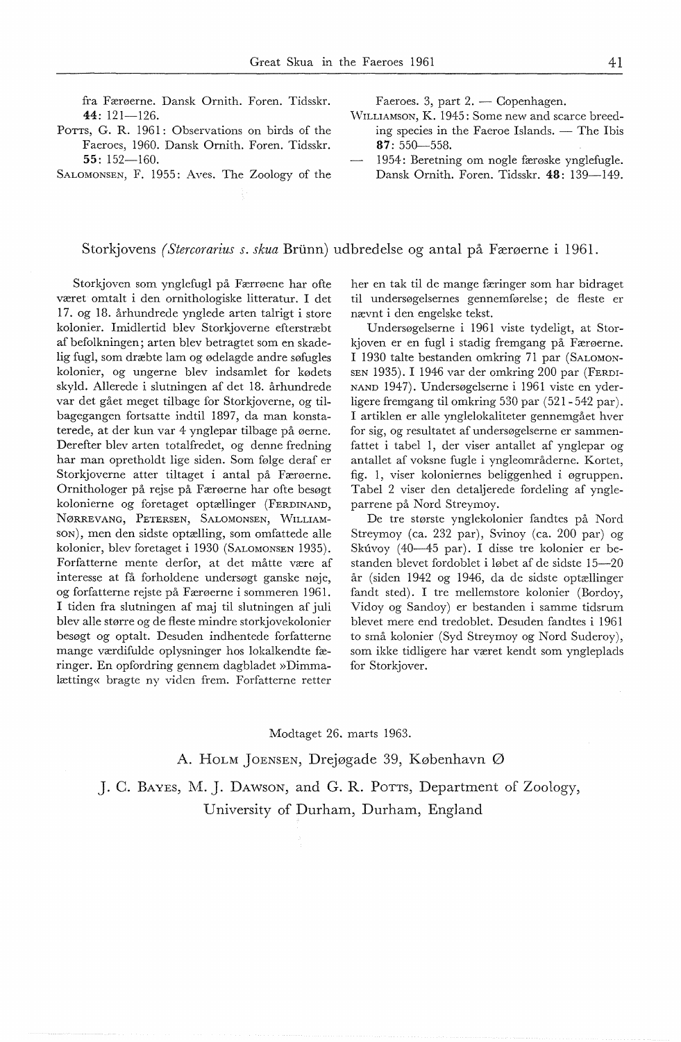fra Færøerne. Dansk Ornith. Foren. Tidsskr. **44**: 121—126.

POTTS, G. R. 1961: Observations on birds of the Faeroes, 1960. Dansk Ornith. Foren. Tidsskr. **55**: 152—160.

SALOMONSEN, F. 1955: Aves. The Zoology of the Faeroes. 3, part 2. — Copenhagen.

WILLIAMSON, K. 1945: Some new and scarce breeding species in the Faeroe Islands. — The Ibis **87**: 550—558.

— 1954: Beretning om nogle færøske ynglefugle. Dansk Ornith. Foren. Tidsskr. **48**: 139—149.

## Storkjovens *(Stercorarius s. skua* Brünn) udbredelse og antal på Færøerne i 1961.

Storkjoven som ynglefugl på Færrøene har ofte været omtalt i den ornithologiske litteratur. I det 17. og 18. århundrede ynglede arten talrigt i store kolonier. Imidlertid blev Storkjoverne efterstræbt af befolkningen; arten blev betragtet som en skadelig fugl, som dræbte lam og ødelagde andre søfugles kolonier, og ungerne blev indsamlet for kødets skyld. Allerede i slutningen af det 18. århundrede var det gået meget tilbage for Storkjoverne, og tilbagegangen fortsatte indtil 1897, da man konstaterede, at der kun var 4 ynglepar tilbage på øerne. Derefter blev arten totalfredet, og denne fredning har man opretholdt lige siden. Som følge deraf er Storkjoverne atter tiltaget i antal på Færøerne. Ornithologer på rejse på Færøerne har ofte besøgt kolonierne og foretaget optællinger (FERDINAND, NØRREVANG, PETERSEN, SALOMONSEN, WILLIAMSON), men den sidste optælling, som omfattede alle kolonier, blev foretaget i 1930 (SALOMONSEN 1935). Forfatterne mente derfor, at det måtte være af interesse at få forholdene undersøgt ganske nøje, og forfatterne rejste på Færøerne i sommeren 1961. I tiden fra slutningen af maj til slutningen af juli blev alle større og de fleste mindre storkjovekolonier besøgt og optalt. Desuden indhentede forfatterne mange værdifulde oplysninger hos lokalkendte færinger. En opfordring gennem dagbladet »Dimmalætting« bragte ny viden frem. Forfatterne retter her en tak til de mange færinger som har bidraget til undersøgelsernes gennemførelse; de fleste er nævnt i den engelske tekst.

Undersøgelserne i 1961 viste tydeligt, at Storkjoven er en fugl i stadig fremgang på Færøerne. I 1930 talte bestanden omkring 71 par (SALOMONSEN 1935). I 1946 var der omkring 200 par (FERDINAND 1947). Undersøgelserne i 1961 viste en yderligere fremgang til omkring 530 par (521 - 542 par). I artiklen er alle yngleloka­liteter gennemgået hver for sig, og resultatet af undersøgelserne er sammenfattet i tabel 1, der viser antallet af ynglepar og antallet af voksne fugle i yngleområderne. Kortet, fig. 1, viser koloniernes beliggenhed i øgruppen. Tabel 2 viser den detaljerede fordeling af yngleparrene på Nord Streymoy.

De tre største ynglekolonier fandtes på Nord Streymoy (ca. 232 par), Svinoy (ca. 200 par) og Skúvoy (40—45 par). I disse tre kolonier er bestanden blevet fordoblet i løbet af de sidste 15—20 år (siden 1942 og 1946, da de sidste optællinger fandt sted). I tre mellemstore kolonier (Bordoy, Vidoy og Sandoy) er bestanden i samme tidsrum blevet mere end tredoblet. Desuden fandtes i 1961 to små kolonier (Syd Streymoy og Nord Suderoy), som ikke tidligere har været kendt som yngleplads for Storkjover.

Modtaget 26. marts 1963.

A. HOLM JOENSEN, Drejøgade 39, København Ø

J. C. BAYES, M. J. DAWSON, and G. R. POTTS, Department of Zoology, University of Durham, Durham, England